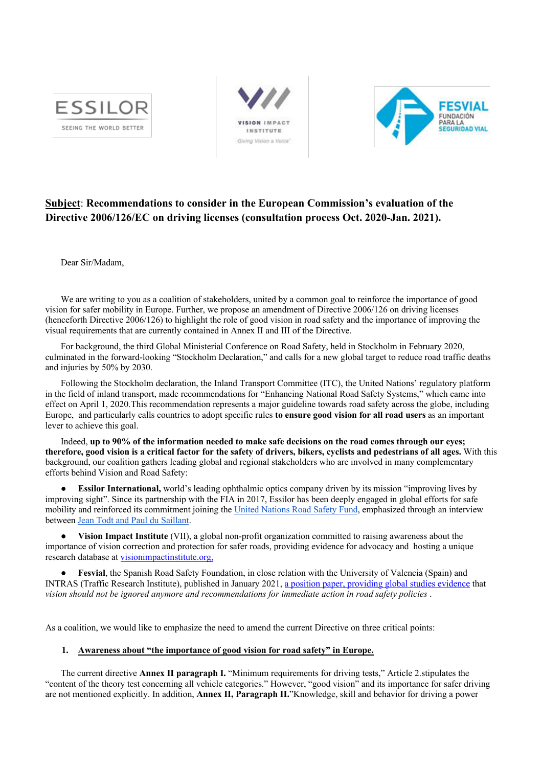ESSILOR
SEEING THE WORLD BETTER

VISION IMPACT INSTITUTE
Giving Vision a Voice

FESVIAL
FUNDACIÓN PARA LA SEGURIDAD VIAL

**Subject**: **Recommendations to consider in the European Commission's evaluation of the Directive 2006/126/EC on driving licenses (consultation process Oct. 2020-Jan. 2021).**

Dear Sir/Madam,

We are writing to you as a coalition of stakeholders, united by a common goal to reinforce the importance of good vision for safer mobility in Europe. Further, we propose an amendment of Directive 2006/126 on driving licenses (henceforth Directive 2006/126) to highlight the role of good vision in road safety and the importance of improving the visual requirements that are currently contained in Annex II and III of the Directive.

For background, the third Global Ministerial Conference on Road Safety, held in Stockholm in February 2020, culminated in the forward-looking "Stockholm Declaration," and calls for a new global target to reduce road traffic deaths and injuries by 50% by 2030.

Following the Stockholm declaration, the Inland Transport Committee (ITC), the United Nations' regulatory platform in the field of inland transport, made recommendations for "Enhancing National Road Safety Systems," which came into effect on April 1, 2020.This recommendation represents a major guideline towards road safety across the globe, including Europe, and particularly calls countries to adopt specific rules **to ensure good vision for all road users** as an important lever to achieve this goal.

Indeed, **up to 90% of the information needed to make safe decisions on the road comes through our eyes; therefore, good vision is a critical factor for the safety of drivers, bikers, cyclists and pedestrians of all ages.** With this background, our coalition gathers leading global and regional stakeholders who are involved in many complementary efforts behind Vision and Road Safety:

- **Essilor International,** world's leading ophthalmic optics company driven by its mission "improving lives by improving sight". Since its partnership with the FIA in 2017, Essilor has been deeply engaged in global efforts for safe mobility and reinforced its commitment joining the United Nations Road Safety Fund, emphasized through an interview between Jean Todt and Paul du Saillant.

- **Vision Impact Institute** (VII), a global non-profit organization committed to raising awareness about the importance of vision correction and protection for safer roads, providing evidence for advocacy and hosting a unique research database at visionimpactinstitute.org,

- **Fesvial**, the Spanish Road Safety Foundation, in close relation with the University of Valencia (Spain) and INTRAS (Traffic Research Institute), published in January 2021, a position paper, providing global studies evidence that *vision should not be ignored anymore and recommendations for immediate action in road safety policies* .

As a coalition, we would like to emphasize the need to amend the current Directive on three critical points:

1. **Awareness about "the importance of good vision for road safety" in Europe.**

The current directive **Annex II paragraph I.** "Minimum requirements for driving tests," Article 2.stipulates the "content of the theory test concerning all vehicle categories." However, "good vision" and its importance for safer driving are not mentioned explicitly. In addition, **Annex II, Paragraph II.**"Knowledge, skill and behavior for driving a power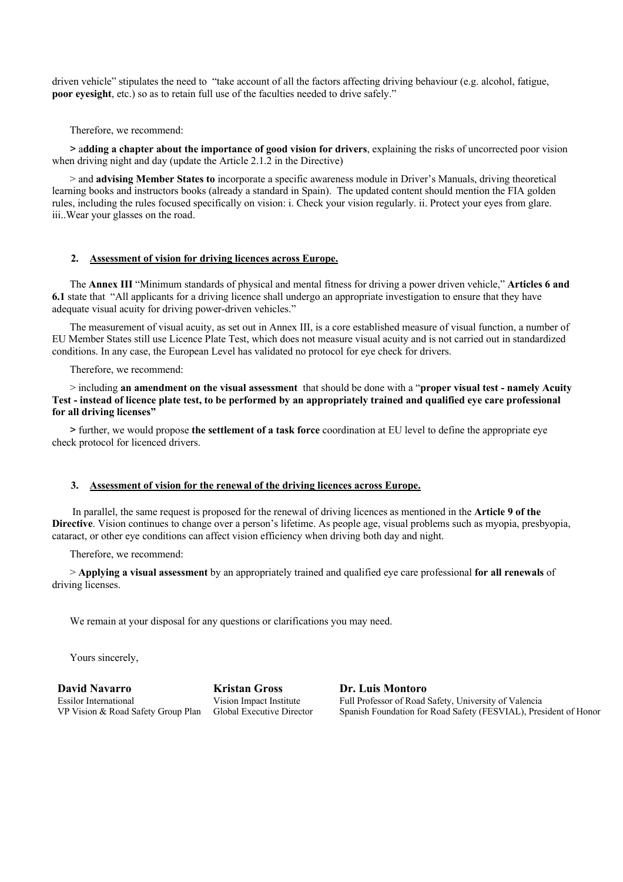driven vehicle" stipulates the need to "take account of all the factors affecting driving behaviour (e.g. alcohol, fatigue, **poor eyesight**, etc.) so as to retain full use of the faculties needed to drive safely."

Therefore, we recommend:

**> adding a chapter about the importance of good vision for drivers**, explaining the risks of uncorrected poor vision when driving night and day (update the Article 2.1.2 in the Directive)

> and **advising Member States to** incorporate a specific awareness module in Driver's Manuals, driving theoretical learning books and instructors books (already a standard in Spain). The updated content should mention the FIA golden rules, including the rules focused specifically on vision: i. Check your vision regularly. ii. Protect your eyes from glare. iii..Wear your glasses on the road.

## 2. Assessment of vision for driving licences across Europe.

The **Annex III** "Minimum standards of physical and mental fitness for driving a power driven vehicle," **Articles 6 and 6.1** state that "All applicants for a driving licence shall undergo an appropriate investigation to ensure that they have adequate visual acuity for driving power-driven vehicles."

The measurement of visual acuity, as set out in Annex III, is a core established measure of visual function, a number of EU Member States still use Licence Plate Test, which does not measure visual acuity and is not carried out in standardized conditions. In any case, the European Level has validated no protocol for eye check for drivers.

Therefore, we recommend:

> including **an amendment on the visual assessment** that should be done with a "**proper visual test - namely Acuity Test - instead of licence plate test, to be performed by an appropriately trained and qualified eye care professional for all driving licenses"**

**>** further, we would propose **the settlement of a task force** coordination at EU level to define the appropriate eye check protocol for licenced drivers.

## 3. Assessment of vision for the renewal of the driving licences across Europe.

In parallel, the same request is proposed for the renewal of driving licences as mentioned in the **Article 9 of the Directive**. Vision continues to change over a person's lifetime. As people age, visual problems such as myopia, presbyopia, cataract, or other eye conditions can affect vision efficiency when driving both day and night.

Therefore, we recommend:

> **Applying a visual assessment** by an appropriately trained and qualified eye care professional **for all renewals** of driving licenses.

We remain at your disposal for any questions or clarifications you may need.

Yours sincerely,

**David Navarro**
Essilor International
VP Vision & Road Safety Group Plan

**Kristan Gross**
Vision Impact Institute
Global Executive Director

**Dr. Luis Montoro**
Full Professor of Road Safety, University of Valencia
Spanish Foundation for Road Safety (FESVIAL), President of Honor